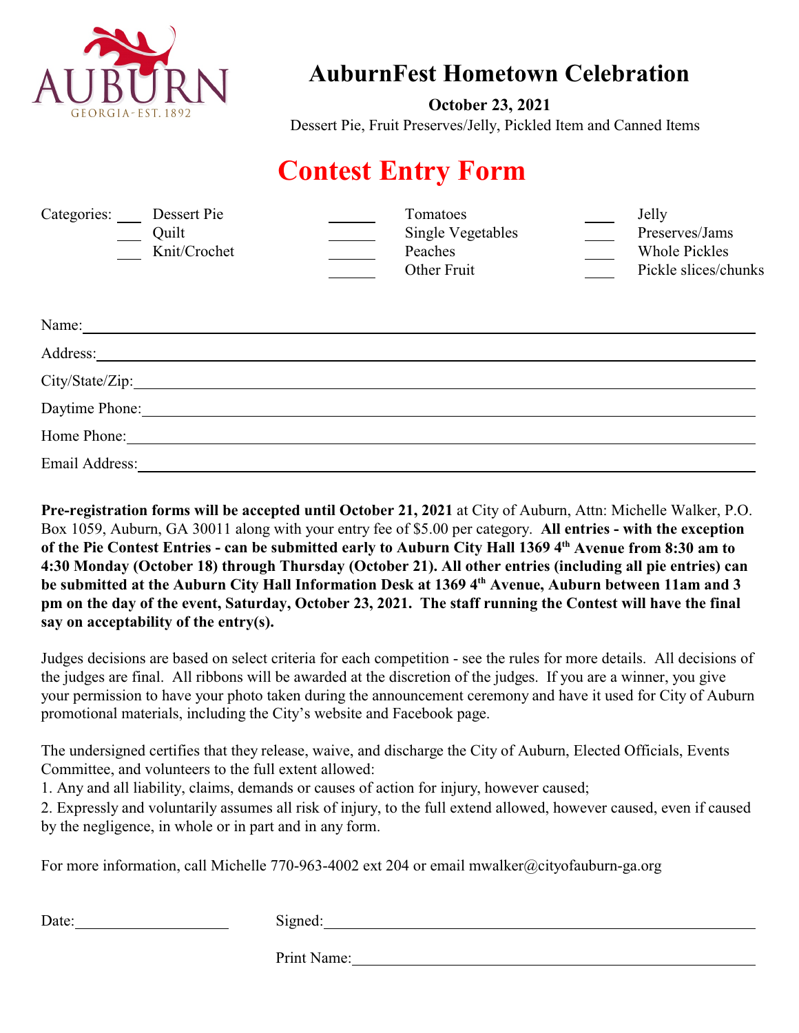AUBURN
GEORGIA · EST. 1892

# AuburnFest Hometown Celebration

**October 23, 2021**

Dessert Pie, Fruit Preserves/Jelly, Pickled Item and Canned Items

## Contest Entry Form

Categories:

| | | | | | |
|---|---|---|---|---|---|
| ___ | Dessert Pie | ______ | Tomatoes | ____ | Jelly |
| ___ | Quilt | ______ | Single Vegetables | ____ | Preserves/Jams |
| ___ | Knit/Crochet | ______ | Peaches | ____ | Whole Pickles |
| | | ______ | Other Fruit | ____ | Pickle slices/chunks |

Name:______________________________________________

Address:______________________________________________

City/State/Zip:______________________________________________

Daytime Phone:______________________________________________

Home Phone:______________________________________________

Email Address:______________________________________________

**Pre-registration forms will be accepted until October 21, 2021** at City of Auburn, Attn: Michelle Walker, P.O. Box 1059, Auburn, GA 30011 along with your entry fee of $5.00 per category. **All entries - with the exception of the Pie Contest Entries - can be submitted early to Auburn City Hall 1369 4th Avenue from 8:30 am to 4:30 Monday (October 18) through Thursday (October 21). All other entries (including all pie entries) can be submitted at the Auburn City Hall Information Desk at 1369 4th Avenue, Auburn between 11am and 3 pm on the day of the event, Saturday, October 23, 2021. The staff running the Contest will have the final say on acceptability of the entry(s).**

Judges decisions are based on select criteria for each competition - see the rules for more details. All decisions of the judges are final. All ribbons will be awarded at the discretion of the judges. If you are a winner, you give your permission to have your photo taken during the announcement ceremony and have it used for City of Auburn promotional materials, including the City's website and Facebook page.

The undersigned certifies that they release, waive, and discharge the City of Auburn, Elected Officials, Events Committee, and volunteers to the full extent allowed:

1. Any and all liability, claims, demands or causes of action for injury, however caused;
2. Expressly and voluntarily assumes all risk of injury, to the full extend allowed, however caused, even if caused by the negligence, in whole or in part and in any form.

For more information, call Michelle 770-963-4002 ext 204 or email mwalker@cityofauburn-ga.org

Date:____________________ Signed:______________________________________________

Print Name:______________________________________________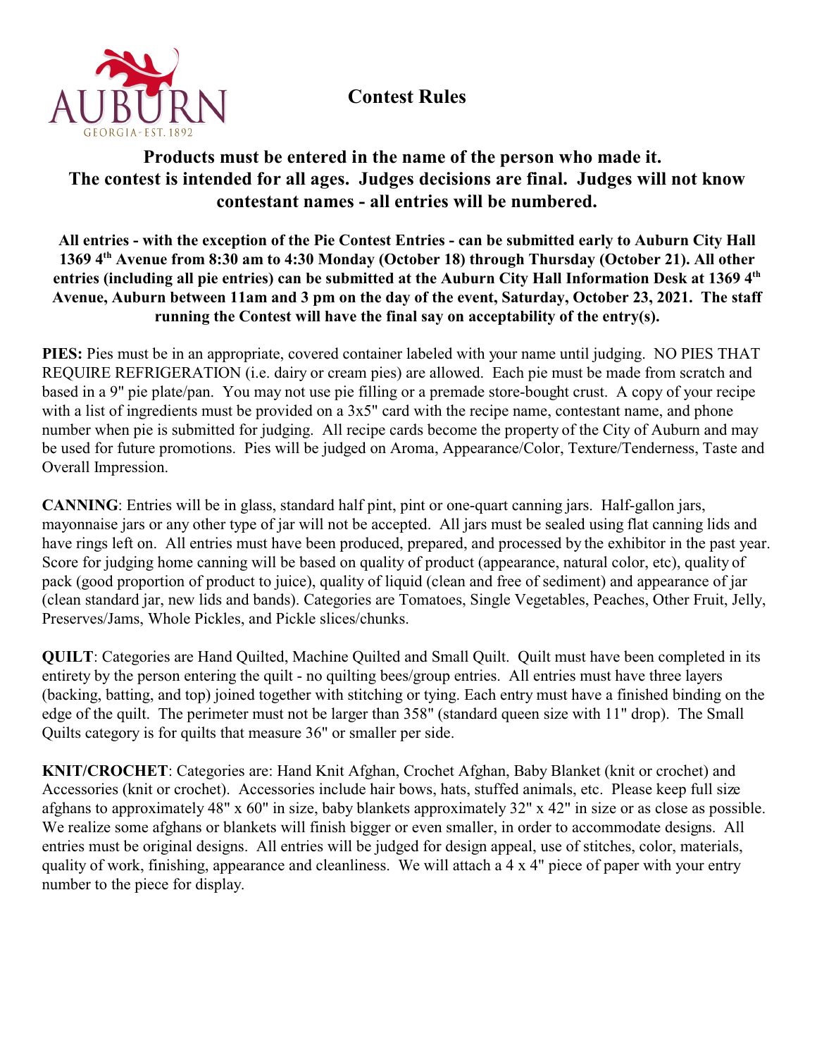AUBURN
GEORGIA - EST. 1892

# Contest Rules

**Products must be entered in the name of the person who made it. The contest is intended for all ages. Judges decisions are final. Judges will not know contestant names - all entries will be numbered.**

**All entries - with the exception of the Pie Contest Entries - can be submitted early to Auburn City Hall 1369 4th Avenue from 8:30 am to 4:30 Monday (October 18) through Thursday (October 21). All other entries (including all pie entries) can be submitted at the Auburn City Hall Information Desk at 1369 4th Avenue, Auburn between 11am and 3 pm on the day of the event, Saturday, October 23, 2021. The staff running the Contest will have the final say on acceptability of the entry(s).**

**PIES:** Pies must be in an appropriate, covered container labeled with your name until judging. NO PIES THAT REQUIRE REFRIGERATION (i.e. dairy or cream pies) are allowed. Each pie must be made from scratch and based in a 9" pie plate/pan. You may not use pie filling or a premade store-bought crust. A copy of your recipe with a list of ingredients must be provided on a 3x5" card with the recipe name, contestant name, and phone number when pie is submitted for judging. All recipe cards become the property of the City of Auburn and may be used for future promotions. Pies will be judged on Aroma, Appearance/Color, Texture/Tenderness, Taste and Overall Impression.

**CANNING**: Entries will be in glass, standard half pint, pint or one-quart canning jars. Half-gallon jars, mayonnaise jars or any other type of jar will not be accepted. All jars must be sealed using flat canning lids and have rings left on. All entries must have been produced, prepared, and processed by the exhibitor in the past year. Score for judging home canning will be based on quality of product (appearance, natural color, etc), quality of pack (good proportion of product to juice), quality of liquid (clean and free of sediment) and appearance of jar (clean standard jar, new lids and bands). Categories are Tomatoes, Single Vegetables, Peaches, Other Fruit, Jelly, Preserves/Jams, Whole Pickles, and Pickle slices/chunks.

**QUILT**: Categories are Hand Quilted, Machine Quilted and Small Quilt. Quilt must have been completed in its entirety by the person entering the quilt - no quilting bees/group entries. All entries must have three layers (backing, batting, and top) joined together with stitching or tying. Each entry must have a finished binding on the edge of the quilt. The perimeter must not be larger than 358" (standard queen size with 11" drop). The Small Quilts category is for quilts that measure 36" or smaller per side.

**KNIT/CROCHET**: Categories are: Hand Knit Afghan, Crochet Afghan, Baby Blanket (knit or crochet) and Accessories (knit or crochet). Accessories include hair bows, hats, stuffed animals, etc. Please keep full size afghans to approximately 48" x 60" in size, baby blankets approximately 32" x 42" in size or as close as possible. We realize some afghans or blankets will finish bigger or even smaller, in order to accommodate designs. All entries must be original designs. All entries will be judged for design appeal, use of stitches, color, materials, quality of work, finishing, appearance and cleanliness. We will attach a 4 x 4" piece of paper with your entry number to the piece for display.